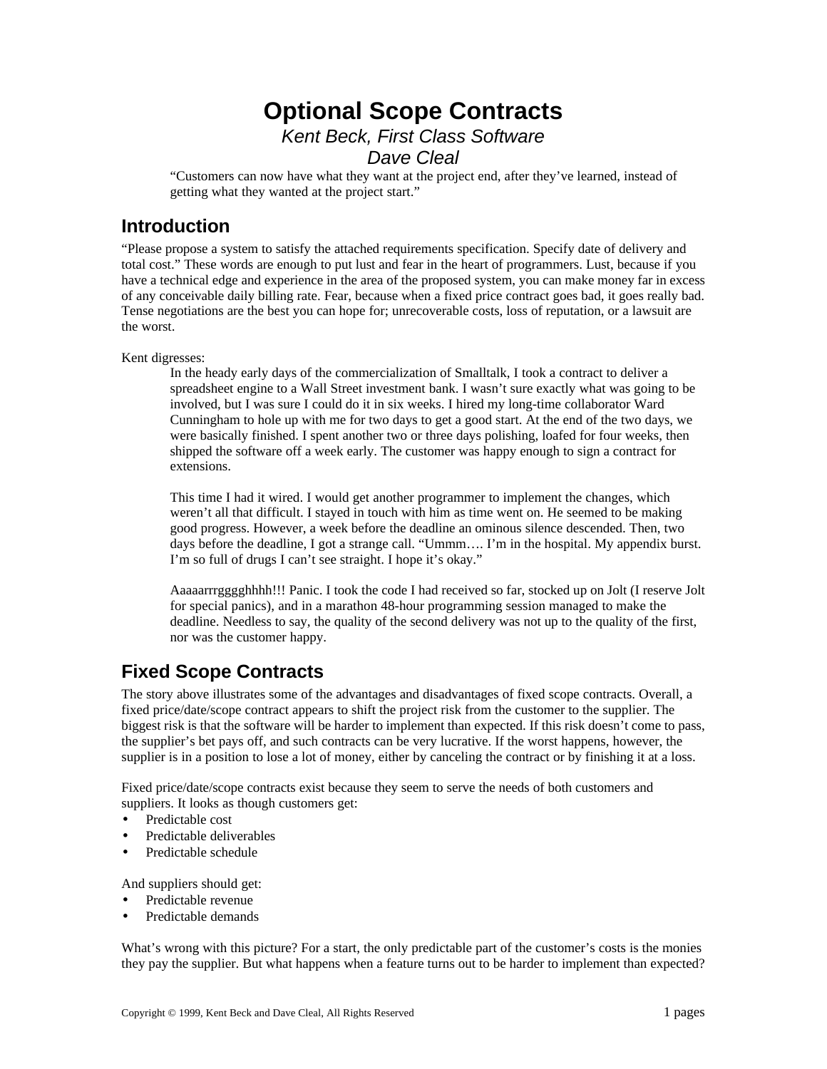# Optional Scope Contracts

*Kent Beck, First Class Software*
*Dave Cleal*

> "Customers can now have what they want at the project end, after they've learned, instead of getting what they wanted at the project start."

## Introduction

"Please propose a system to satisfy the attached requirements specification. Specify date of delivery and total cost." These words are enough to put lust and fear in the heart of programmers. Lust, because if you have a technical edge and experience in the area of the proposed system, you can make money far in excess of any conceivable daily billing rate. Fear, because when a fixed price contract goes bad, it goes really bad. Tense negotiations are the best you can hope for; unrecoverable costs, loss of reputation, or a lawsuit are the worst.

Kent digresses:

> In the heady early days of the commercialization of Smalltalk, I took a contract to deliver a spreadsheet engine to a Wall Street investment bank. I wasn't sure exactly what was going to be involved, but I was sure I could do it in six weeks. I hired my long-time collaborator Ward Cunningham to hole up with me for two days to get a good start. At the end of the two days, we were basically finished. I spent another two or three days polishing, loafed for four weeks, then shipped the software off a week early. The customer was happy enough to sign a contract for extensions.
>
> This time I had it wired. I would get another programmer to implement the changes, which weren't all that difficult. I stayed in touch with him as time went on. He seemed to be making good progress. However, a week before the deadline an ominous silence descended. Then, two days before the deadline, I got a strange call. "Ummm…. I'm in the hospital. My appendix burst. I'm so full of drugs I can't see straight. I hope it's okay."
>
> Aaaaarrrgggghhhh!!! Panic. I took the code I had received so far, stocked up on Jolt (I reserve Jolt for special panics), and in a marathon 48-hour programming session managed to make the deadline. Needless to say, the quality of the second delivery was not up to the quality of the first, nor was the customer happy.

## Fixed Scope Contracts

The story above illustrates some of the advantages and disadvantages of fixed scope contracts. Overall, a fixed price/date/scope contract appears to shift the project risk from the customer to the supplier. The biggest risk is that the software will be harder to implement than expected. If this risk doesn't come to pass, the supplier's bet pays off, and such contracts can be very lucrative. If the worst happens, however, the supplier is in a position to lose a lot of money, either by canceling the contract or by finishing it at a loss.

Fixed price/date/scope contracts exist because they seem to serve the needs of both customers and suppliers. It looks as though customers get:

- Predictable cost
- Predictable deliverables
- Predictable schedule

And suppliers should get:

- Predictable revenue
- Predictable demands

What's wrong with this picture? For a start, the only predictable part of the customer's costs is the monies they pay the supplier. But what happens when a feature turns out to be harder to implement than expected?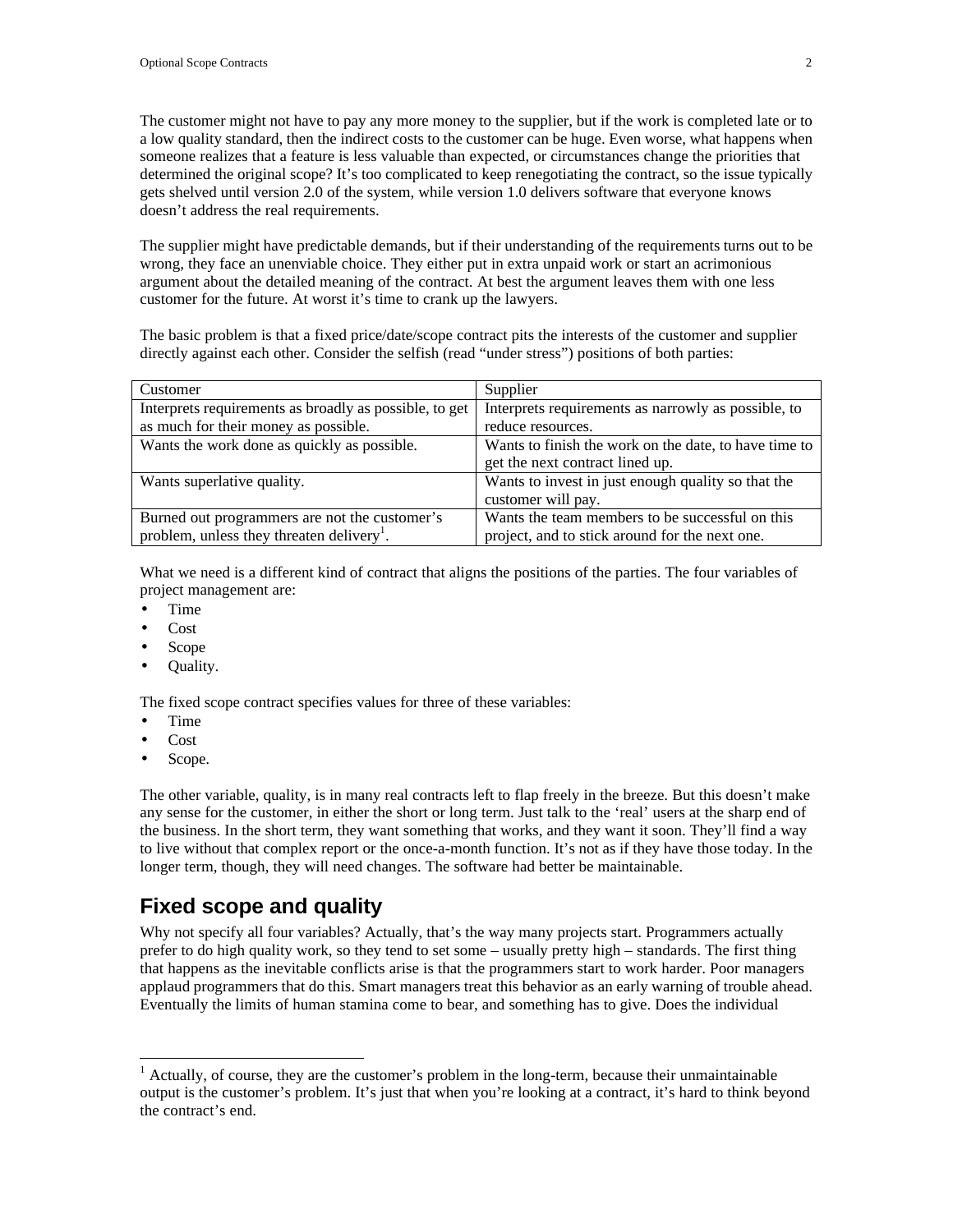The customer might not have to pay any more money to the supplier, but if the work is completed late or to a low quality standard, then the indirect costs to the customer can be huge. Even worse, what happens when someone realizes that a feature is less valuable than expected, or circumstances change the priorities that determined the original scope? It's too complicated to keep renegotiating the contract, so the issue typically gets shelved until version 2.0 of the system, while version 1.0 delivers software that everyone knows doesn't address the real requirements.

The supplier might have predictable demands, but if their understanding of the requirements turns out to be wrong, they face an unenviable choice. They either put in extra unpaid work or start an acrimonious argument about the detailed meaning of the contract. At best the argument leaves them with one less customer for the future. At worst it's time to crank up the lawyers.

The basic problem is that a fixed price/date/scope contract pits the interests of the customer and supplier directly against each other. Consider the selfish (read "under stress") positions of both parties:

| Customer | Supplier |
|---|---|
| Interprets requirements as broadly as possible, to get as much for their money as possible. | Interprets requirements as narrowly as possible, to reduce resources. |
| Wants the work done as quickly as possible. | Wants to finish the work on the date, to have time to get the next contract lined up. |
| Wants superlative quality. | Wants to invest in just enough quality so that the customer will pay. |
| Burned out programmers are not the customer's problem, unless they threaten delivery[1]. | Wants the team members to be successful on this project, and to stick around for the next one. |

What we need is a different kind of contract that aligns the positions of the parties. The four variables of project management are:

- Time
- Cost
- Scope
- Quality.

The fixed scope contract specifies values for three of these variables:

- Time
- Cost
- Scope.

The other variable, quality, is in many real contracts left to flap freely in the breeze. But this doesn't make any sense for the customer, in either the short or long term. Just talk to the 'real' users at the sharp end of the business. In the short term, they want something that works, and they want it soon. They'll find a way to live without that complex report or the once-a-month function. It's not as if they have those today. In the longer term, though, they will need changes. The software had better be maintainable.

## Fixed scope and quality

Why not specify all four variables? Actually, that's the way many projects start. Programmers actually prefer to do high quality work, so they tend to set some – usually pretty high – standards. The first thing that happens as the inevitable conflicts arise is that the programmers start to work harder. Poor managers applaud programmers that do this. Smart managers treat this behavior as an early warning of trouble ahead. Eventually the limits of human stamina come to bear, and something has to give. Does the individual

[1] Actually, of course, they are the customer's problem in the long-term, because their unmaintainable output is the customer's problem. It's just that when you're looking at a contract, it's hard to think beyond the contract's end.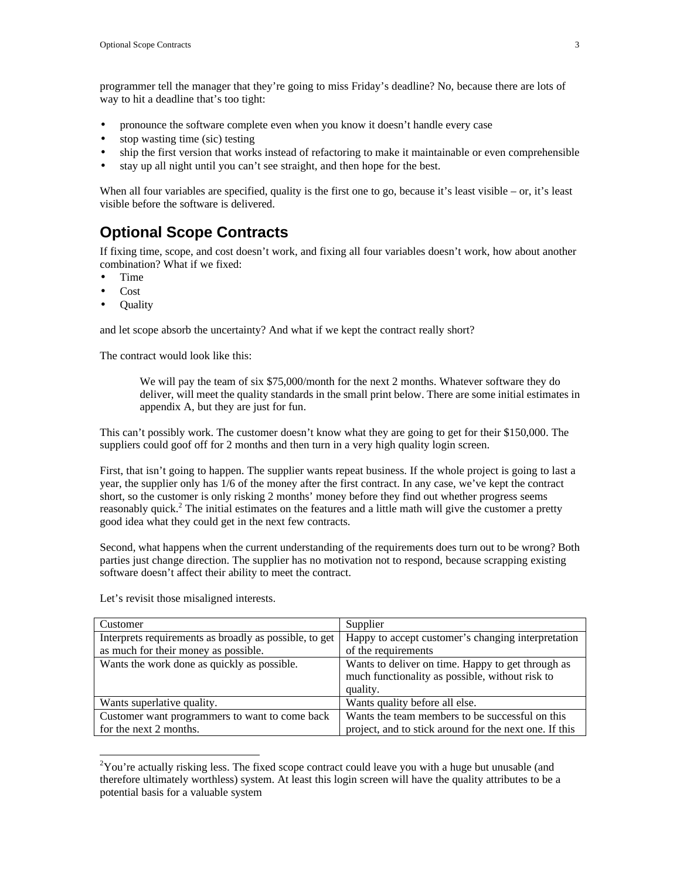programmer tell the manager that they're going to miss Friday's deadline? No, because there are lots of way to hit a deadline that's too tight:

- pronounce the software complete even when you know it doesn't handle every case
- stop wasting time (sic) testing
- ship the first version that works instead of refactoring to make it maintainable or even comprehensible
- stay up all night until you can't see straight, and then hope for the best.

When all four variables are specified, quality is the first one to go, because it's least visible – or, it's least visible before the software is delivered.

## Optional Scope Contracts

If fixing time, scope, and cost doesn't work, and fixing all four variables doesn't work, how about another combination? What if we fixed:

- Time
- Cost
- Quality

and let scope absorb the uncertainty? And what if we kept the contract really short?

The contract would look like this:

> We will pay the team of six $75,000/month for the next 2 months. Whatever software they do deliver, will meet the quality standards in the small print below. There are some initial estimates in appendix A, but they are just for fun.

This can't possibly work. The customer doesn't know what they are going to get for their $150,000. The suppliers could goof off for 2 months and then turn in a very high quality login screen.

First, that isn't going to happen. The supplier wants repeat business. If the whole project is going to last a year, the supplier only has 1/6 of the money after the first contract. In any case, we've kept the contract short, so the customer is only risking 2 months' money before they find out whether progress seems reasonably quick.[2] The initial estimates on the features and a little math will give the customer a pretty good idea what they could get in the next few contracts.

Second, what happens when the current understanding of the requirements does turn out to be wrong? Both parties just change direction. The supplier has no motivation not to respond, because scrapping existing software doesn't affect their ability to meet the contract.

Let's revisit those misaligned interests.

| Customer | Supplier |
|---|---|
| Interprets requirements as broadly as possible, to get as much for their money as possible. | Happy to accept customer's changing interpretation of the requirements |
| Wants the work done as quickly as possible. | Wants to deliver on time. Happy to get through as much functionality as possible, without risk to quality. |
| Wants superlative quality. | Wants quality before all else. |
| Customer want programmers to want to come back for the next 2 months. | Wants the team members to be successful on this project, and to stick around for the next one. If this |

[2] You're actually risking less. The fixed scope contract could leave you with a huge but unusable (and therefore ultimately worthless) system. At least this login screen will have the quality attributes to be a potential basis for a valuable system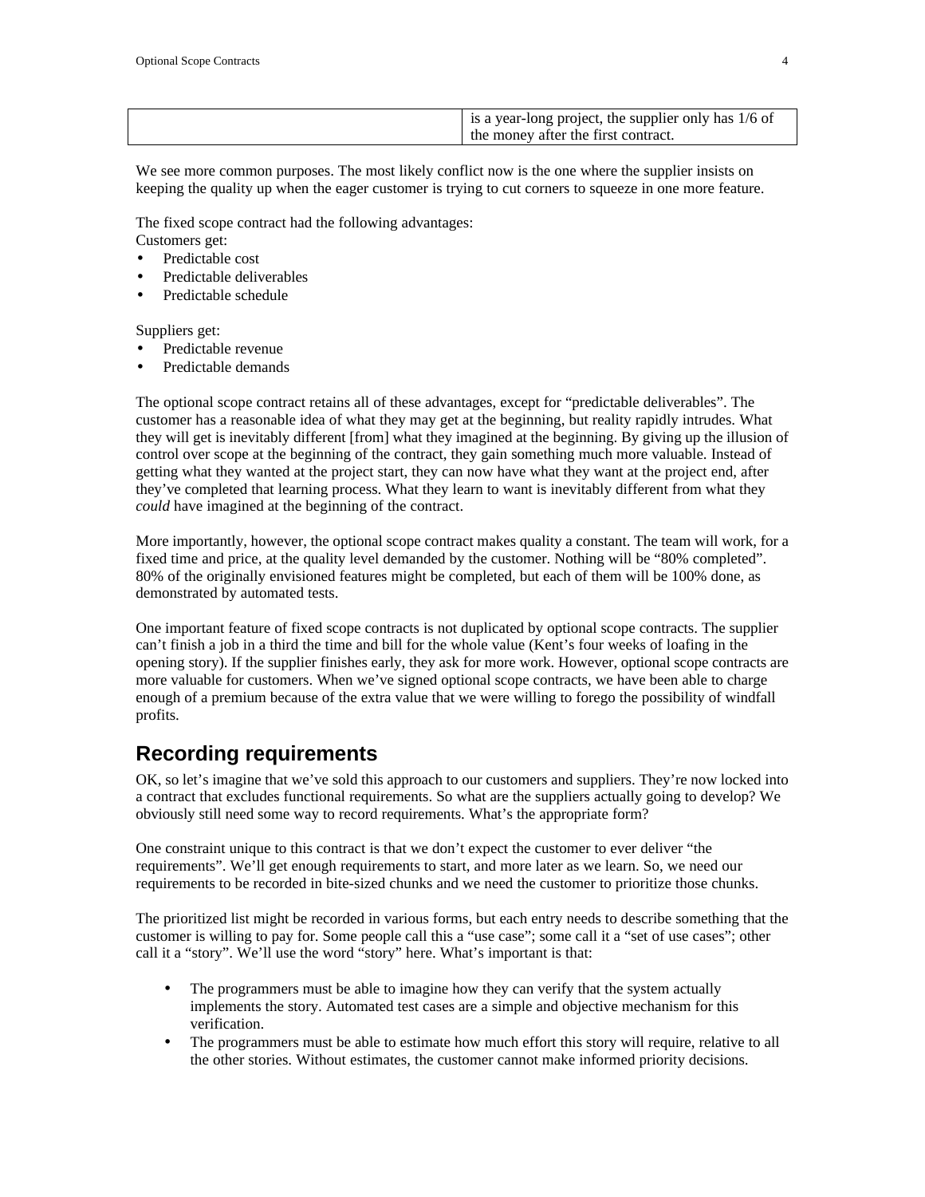| | is a year-long project, the supplier only has 1/6 of the money after the first contract. |
|---|---|

We see more common purposes. The most likely conflict now is the one where the supplier insists on keeping the quality up when the eager customer is trying to cut corners to squeeze in one more feature.

The fixed scope contract had the following advantages:
Customers get:

- Predictable cost
- Predictable deliverables
- Predictable schedule

Suppliers get:

- Predictable revenue
- Predictable demands

The optional scope contract retains all of these advantages, except for "predictable deliverables". The customer has a reasonable idea of what they may get at the beginning, but reality rapidly intrudes. What they will get is inevitably different [from] what they imagined at the beginning. By giving up the illusion of control over scope at the beginning of the contract, they gain something much more valuable. Instead of getting what they wanted at the project start, they can now have what they want at the project end, after they've completed that learning process. What they learn to want is inevitably different from what they *could* have imagined at the beginning of the contract.

More importantly, however, the optional scope contract makes quality a constant. The team will work, for a fixed time and price, at the quality level demanded by the customer. Nothing will be "80% completed". 80% of the originally envisioned features might be completed, but each of them will be 100% done, as demonstrated by automated tests.

One important feature of fixed scope contracts is not duplicated by optional scope contracts. The supplier can't finish a job in a third the time and bill for the whole value (Kent's four weeks of loafing in the opening story). If the supplier finishes early, they ask for more work. However, optional scope contracts are more valuable for customers. When we've signed optional scope contracts, we have been able to charge enough of a premium because of the extra value that we were willing to forego the possibility of windfall profits.

## Recording requirements

OK, so let's imagine that we've sold this approach to our customers and suppliers. They're now locked into a contract that excludes functional requirements. So what are the suppliers actually going to develop? We obviously still need some way to record requirements. What's the appropriate form?

One constraint unique to this contract is that we don't expect the customer to ever deliver "the requirements". We'll get enough requirements to start, and more later as we learn. So, we need our requirements to be recorded in bite-sized chunks and we need the customer to prioritize those chunks.

The prioritized list might be recorded in various forms, but each entry needs to describe something that the customer is willing to pay for. Some people call this a "use case"; some call it a "set of use cases"; other call it a "story". We'll use the word "story" here. What's important is that:

- The programmers must be able to imagine how they can verify that the system actually implements the story. Automated test cases are a simple and objective mechanism for this verification.
- The programmers must be able to estimate how much effort this story will require, relative to all the other stories. Without estimates, the customer cannot make informed priority decisions.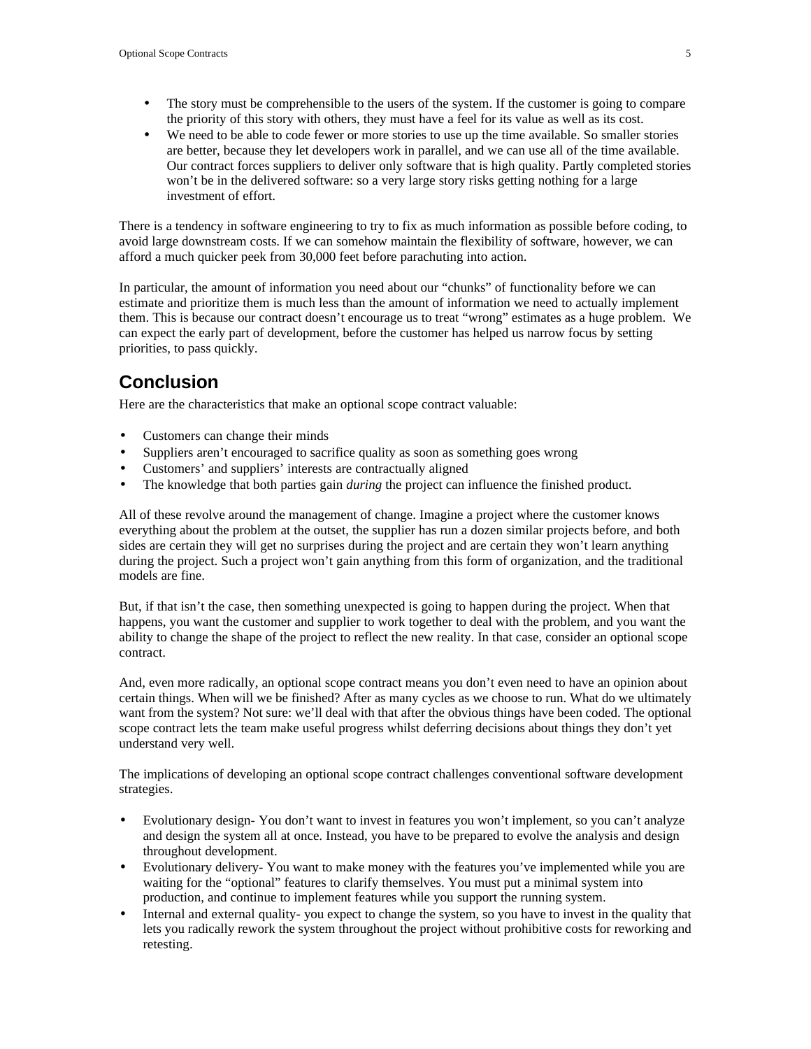- The story must be comprehensible to the users of the system. If the customer is going to compare the priority of this story with others, they must have a feel for its value as well as its cost.
- We need to be able to code fewer or more stories to use up the time available. So smaller stories are better, because they let developers work in parallel, and we can use all of the time available. Our contract forces suppliers to deliver only software that is high quality. Partly completed stories won't be in the delivered software: so a very large story risks getting nothing for a large investment of effort.

There is a tendency in software engineering to try to fix as much information as possible before coding, to avoid large downstream costs. If we can somehow maintain the flexibility of software, however, we can afford a much quicker peek from 30,000 feet before parachuting into action.

In particular, the amount of information you need about our "chunks" of functionality before we can estimate and prioritize them is much less than the amount of information we need to actually implement them. This is because our contract doesn't encourage us to treat "wrong" estimates as a huge problem. We can expect the early part of development, before the customer has helped us narrow focus by setting priorities, to pass quickly.

## Conclusion

Here are the characteristics that make an optional scope contract valuable:

- Customers can change their minds
- Suppliers aren't encouraged to sacrifice quality as soon as something goes wrong
- Customers' and suppliers' interests are contractually aligned
- The knowledge that both parties gain *during* the project can influence the finished product.

All of these revolve around the management of change. Imagine a project where the customer knows everything about the problem at the outset, the supplier has run a dozen similar projects before, and both sides are certain they will get no surprises during the project and are certain they won't learn anything during the project. Such a project won't gain anything from this form of organization, and the traditional models are fine.

But, if that isn't the case, then something unexpected is going to happen during the project. When that happens, you want the customer and supplier to work together to deal with the problem, and you want the ability to change the shape of the project to reflect the new reality. In that case, consider an optional scope contract.

And, even more radically, an optional scope contract means you don't even need to have an opinion about certain things. When will we be finished? After as many cycles as we choose to run. What do we ultimately want from the system? Not sure: we'll deal with that after the obvious things have been coded. The optional scope contract lets the team make useful progress whilst deferring decisions about things they don't yet understand very well.

The implications of developing an optional scope contract challenges conventional software development strategies.

- Evolutionary design- You don't want to invest in features you won't implement, so you can't analyze and design the system all at once. Instead, you have to be prepared to evolve the analysis and design throughout development.
- Evolutionary delivery- You want to make money with the features you've implemented while you are waiting for the "optional" features to clarify themselves. You must put a minimal system into production, and continue to implement features while you support the running system.
- Internal and external quality- you expect to change the system, so you have to invest in the quality that lets you radically rework the system throughout the project without prohibitive costs for reworking and retesting.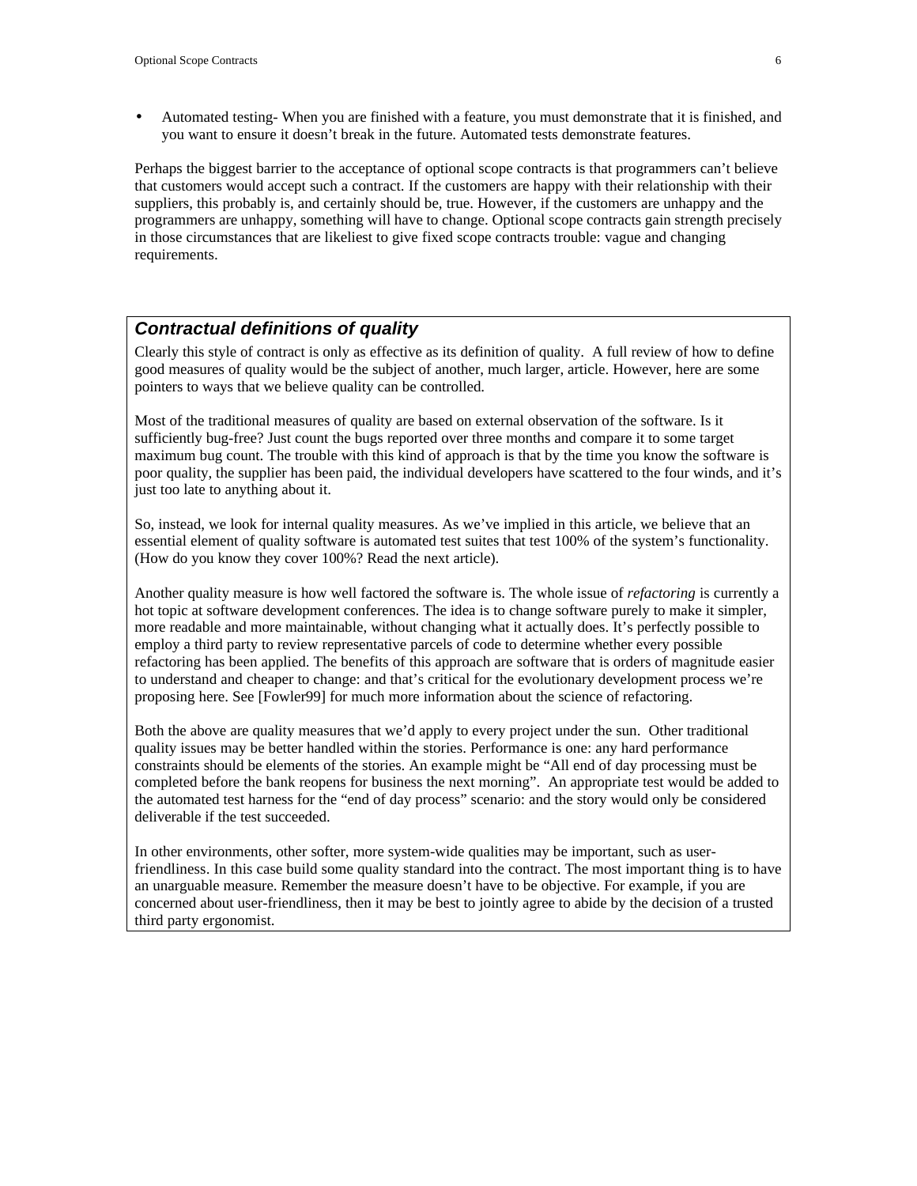- Automated testing- When you are finished with a feature, you must demonstrate that it is finished, and you want to ensure it doesn't break in the future. Automated tests demonstrate features.

Perhaps the biggest barrier to the acceptance of optional scope contracts is that programmers can't believe that customers would accept such a contract. If the customers are happy with their relationship with their suppliers, this probably is, and certainly should be, true. However, if the customers are unhappy and the programmers are unhappy, something will have to change. Optional scope contracts gain strength precisely in those circumstances that are likeliest to give fixed scope contracts trouble: vague and changing requirements.

### *Contractual definitions of quality*

Clearly this style of contract is only as effective as its definition of quality. A full review of how to define good measures of quality would be the subject of another, much larger, article. However, here are some pointers to ways that we believe quality can be controlled.

Most of the traditional measures of quality are based on external observation of the software. Is it sufficiently bug-free? Just count the bugs reported over three months and compare it to some target maximum bug count. The trouble with this kind of approach is that by the time you know the software is poor quality, the supplier has been paid, the individual developers have scattered to the four winds, and it's just too late to anything about it.

So, instead, we look for internal quality measures. As we've implied in this article, we believe that an essential element of quality software is automated test suites that test 100% of the system's functionality. (How do you know they cover 100%? Read the next article).

Another quality measure is how well factored the software is. The whole issue of *refactoring* is currently a hot topic at software development conferences. The idea is to change software purely to make it simpler, more readable and more maintainable, without changing what it actually does. It's perfectly possible to employ a third party to review representative parcels of code to determine whether every possible refactoring has been applied. The benefits of this approach are software that is orders of magnitude easier to understand and cheaper to change: and that's critical for the evolutionary development process we're proposing here. See [Fowler99] for much more information about the science of refactoring.

Both the above are quality measures that we'd apply to every project under the sun. Other traditional quality issues may be better handled within the stories. Performance is one: any hard performance constraints should be elements of the stories. An example might be "All end of day processing must be completed before the bank reopens for business the next morning". An appropriate test would be added to the automated test harness for the "end of day process" scenario: and the story would only be considered deliverable if the test succeeded.

In other environments, other softer, more system-wide qualities may be important, such as user-friendliness. In this case build some quality standard into the contract. The most important thing is to have an unarguable measure. Remember the measure doesn't have to be objective. For example, if you are concerned about user-friendliness, then it may be best to jointly agree to abide by the decision of a trusted third party ergonomist.